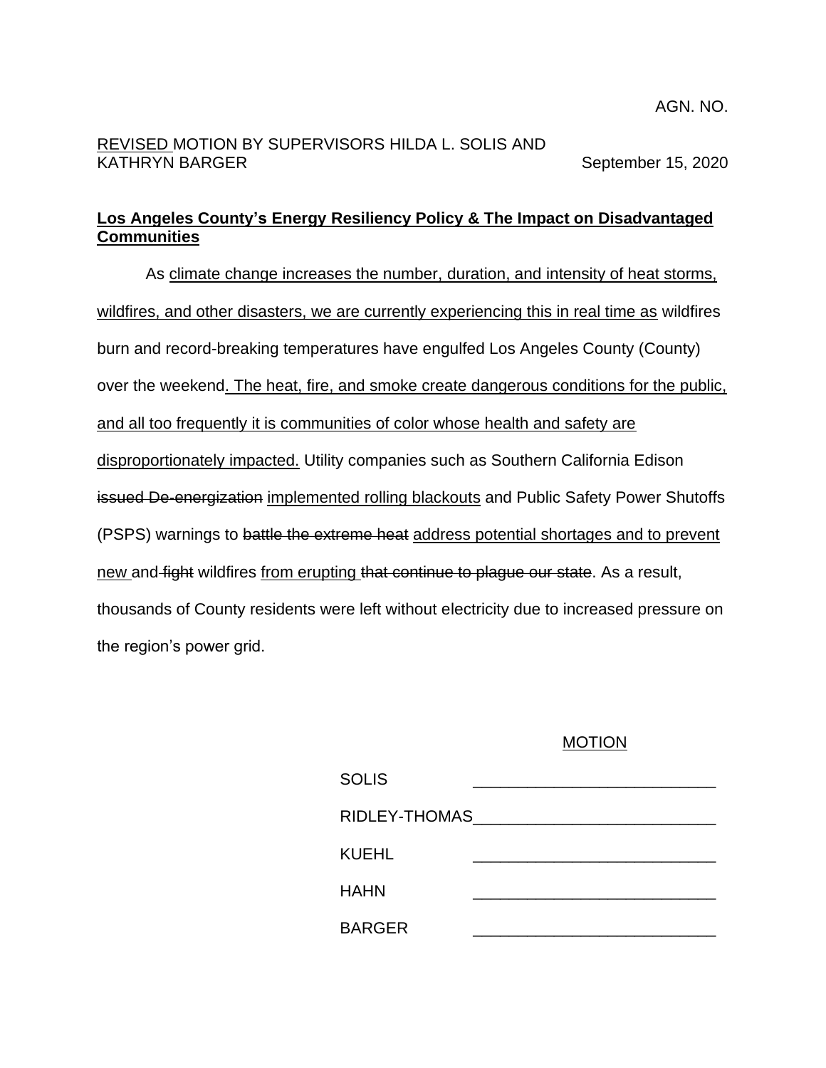AGN. NO.

<u>REVISED</u> MOTION BY SUPERVISORS HILDA L. SOLIS AND KATHRYN BARGER

September 15, 2020

**<u>Los Angeles County's Energy Resiliency Policy & The Impact on Disadvantaged Communities</u>**

As <u>climate change increases the number, duration, and intensity of heat storms, wildfires, and other disasters, we are currently experiencing this in real time as</u> wildfires burn and record-breaking temperatures have engulfed Los Angeles County (County) over the weekend<u>. The heat, fire, and smoke create dangerous conditions for the public, and all too frequently it is communities of color whose health and safety are disproportionately impacted.</u> Utility companies such as Southern California Edison ~~issued De-energization~~ <u>implemented rolling blackouts</u> and Public Safety Power Shutoffs (PSPS) warnings to ~~battle the extreme heat~~ <u>address potential shortages and to prevent new</u> and ~~fight~~ wildfires <u>from erupting</u> ~~that continue to plague our state~~. As a result, thousands of County residents were left without electricity due to increased pressure on the region's power grid.

<u>MOTION</u>

| | |
|---|---|
| SOLIS | \_\_\_\_\_\_\_\_\_\_\_\_\_\_\_\_\_\_\_\_\_\_\_\_\_\_ |
| RIDLEY-THOMAS | \_\_\_\_\_\_\_\_\_\_\_\_\_\_\_\_\_\_\_\_\_\_\_\_\_\_ |
| KUEHL | \_\_\_\_\_\_\_\_\_\_\_\_\_\_\_\_\_\_\_\_\_\_\_\_\_\_ |
| HAHN | \_\_\_\_\_\_\_\_\_\_\_\_\_\_\_\_\_\_\_\_\_\_\_\_\_\_ |
| BARGER | \_\_\_\_\_\_\_\_\_\_\_\_\_\_\_\_\_\_\_\_\_\_\_\_\_\_ |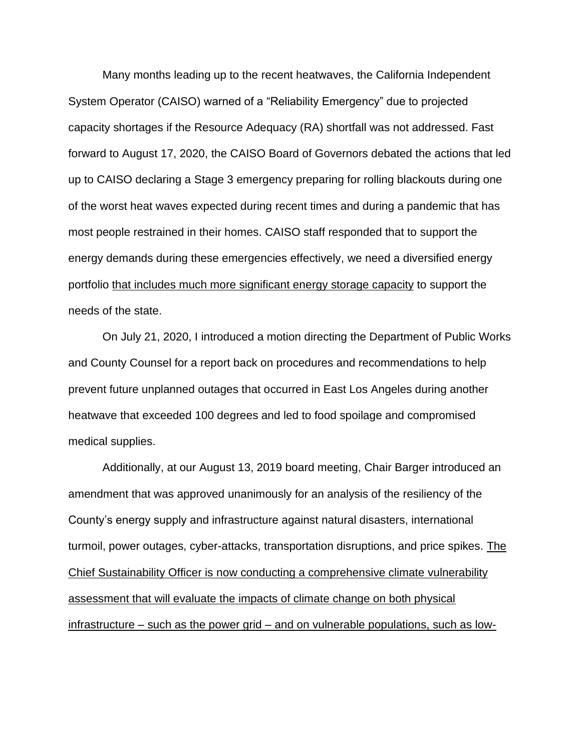Many months leading up to the recent heatwaves, the California Independent System Operator (CAISO) warned of a "Reliability Emergency" due to projected capacity shortages if the Resource Adequacy (RA) shortfall was not addressed. Fast forward to August 17, 2020, the CAISO Board of Governors debated the actions that led up to CAISO declaring a Stage 3 emergency preparing for rolling blackouts during one of the worst heat waves expected during recent times and during a pandemic that has most people restrained in their homes. CAISO staff responded that to support the energy demands during these emergencies effectively, we need a diversified energy portfolio <u>that includes much more significant energy storage capacity</u> to support the needs of the state.

On July 21, 2020, I introduced a motion directing the Department of Public Works and County Counsel for a report back on procedures and recommendations to help prevent future unplanned outages that occurred in East Los Angeles during another heatwave that exceeded 100 degrees and led to food spoilage and compromised medical supplies.

Additionally, at our August 13, 2019 board meeting, Chair Barger introduced an amendment that was approved unanimously for an analysis of the resiliency of the County's energy supply and infrastructure against natural disasters, international turmoil, power outages, cyber-attacks, transportation disruptions, and price spikes. <u>The Chief Sustainability Officer is now conducting a comprehensive climate vulnerability assessment that will evaluate the impacts of climate change on both physical infrastructure – such as the power grid – and on vulnerable populations, such as low-</u>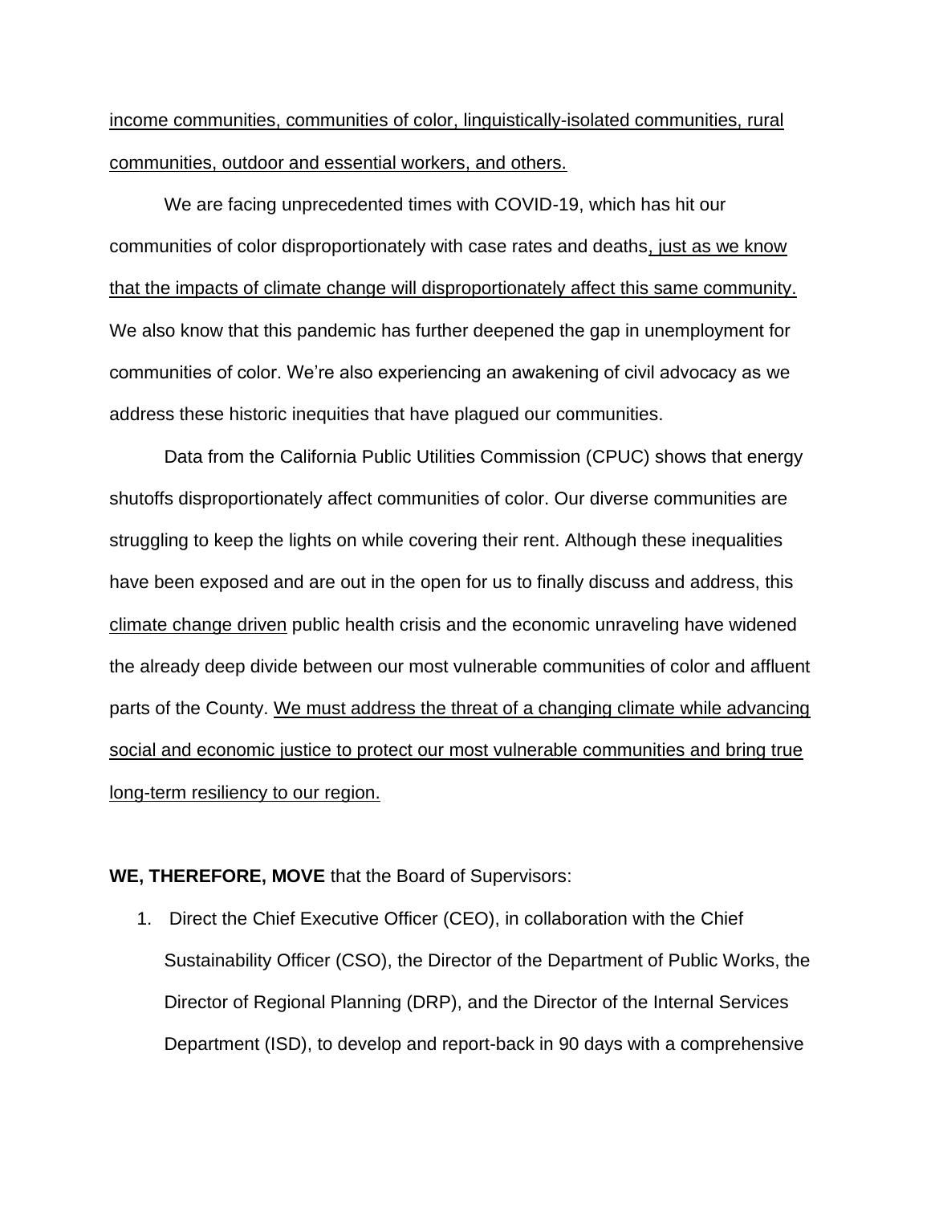income communities, communities of color, linguistically-isolated communities, rural communities, outdoor and essential workers, and others.

We are facing unprecedented times with COVID-19, which has hit our communities of color disproportionately with case rates and deaths, just as we know that the impacts of climate change will disproportionately affect this same community. We also know that this pandemic has further deepened the gap in unemployment for communities of color. We're also experiencing an awakening of civil advocacy as we address these historic inequities that have plagued our communities.

Data from the California Public Utilities Commission (CPUC) shows that energy shutoffs disproportionately affect communities of color. Our diverse communities are struggling to keep the lights on while covering their rent. Although these inequalities have been exposed and are out in the open for us to finally discuss and address, this climate change driven public health crisis and the economic unraveling have widened the already deep divide between our most vulnerable communities of color and affluent parts of the County. We must address the threat of a changing climate while advancing social and economic justice to protect our most vulnerable communities and bring true long-term resiliency to our region.

**WE, THEREFORE, MOVE** that the Board of Supervisors:

1. Direct the Chief Executive Officer (CEO), in collaboration with the Chief Sustainability Officer (CSO), the Director of the Department of Public Works, the Director of Regional Planning (DRP), and the Director of the Internal Services Department (ISD), to develop and report-back in 90 days with a comprehensive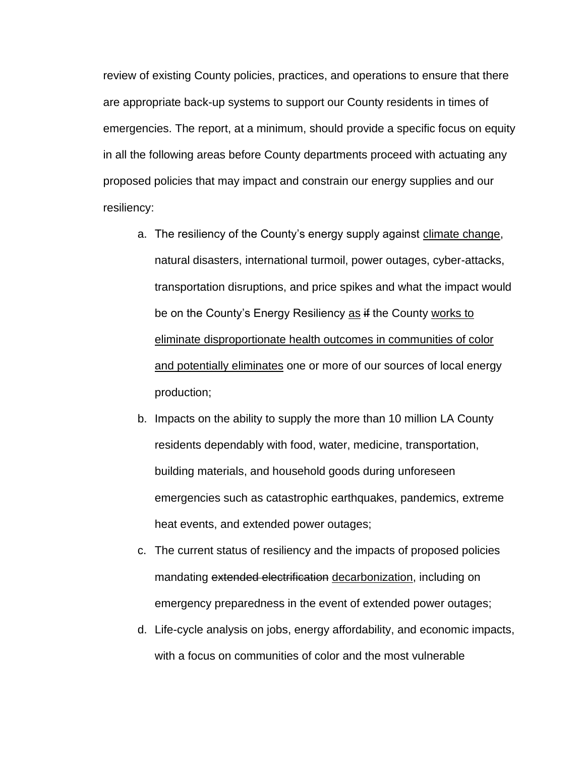review of existing County policies, practices, and operations to ensure that there are appropriate back-up systems to support our County residents in times of emergencies. The report, at a minimum, should provide a specific focus on equity in all the following areas before County departments proceed with actuating any proposed policies that may impact and constrain our energy supplies and our resiliency:

a. The resiliency of the County's energy supply against <u>climate change</u>, natural disasters, international turmoil, power outages, cyber-attacks, transportation disruptions, and price spikes and what the impact would be on the County's Energy Resiliency <u>as</u> ~~if~~ the County <u>works to eliminate disproportionate health outcomes in communities of color and potentially eliminates</u> one or more of our sources of local energy production;

b. Impacts on the ability to supply the more than 10 million LA County residents dependably with food, water, medicine, transportation, building materials, and household goods during unforeseen emergencies such as catastrophic earthquakes, pandemics, extreme heat events, and extended power outages;

c. The current status of resiliency and the impacts of proposed policies mandating ~~extended electrification~~ <u>decarbonization</u>, including on emergency preparedness in the event of extended power outages;

d. Life-cycle analysis on jobs, energy affordability, and economic impacts, with a focus on communities of color and the most vulnerable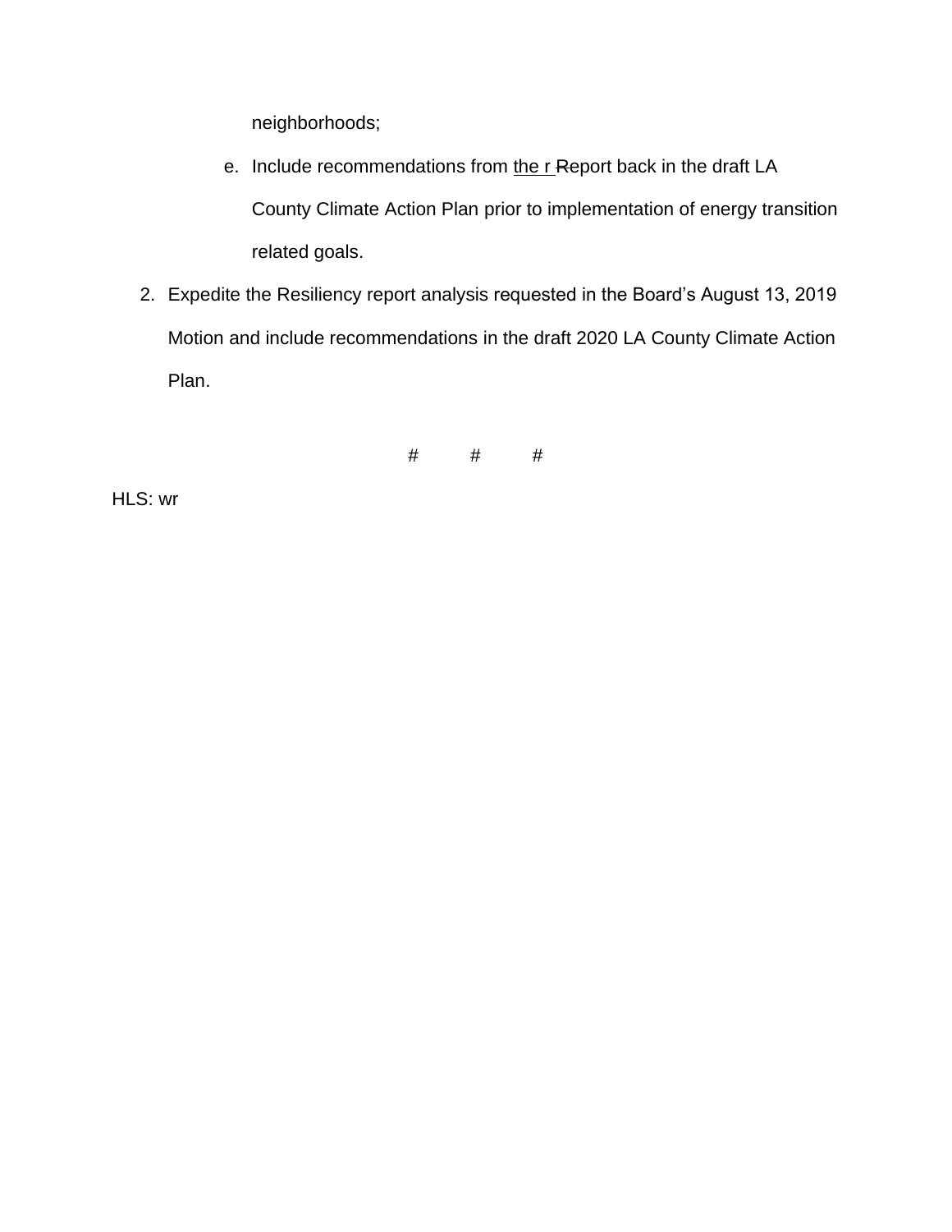neighborhoods;

e. Include recommendations from the r Report back in the draft LA County Climate Action Plan prior to implementation of energy transition related goals.

2. Expedite the Resiliency report analysis requested in the Board's August 13, 2019 Motion and include recommendations in the draft 2020 LA County Climate Action Plan.

# # #

HLS: wr